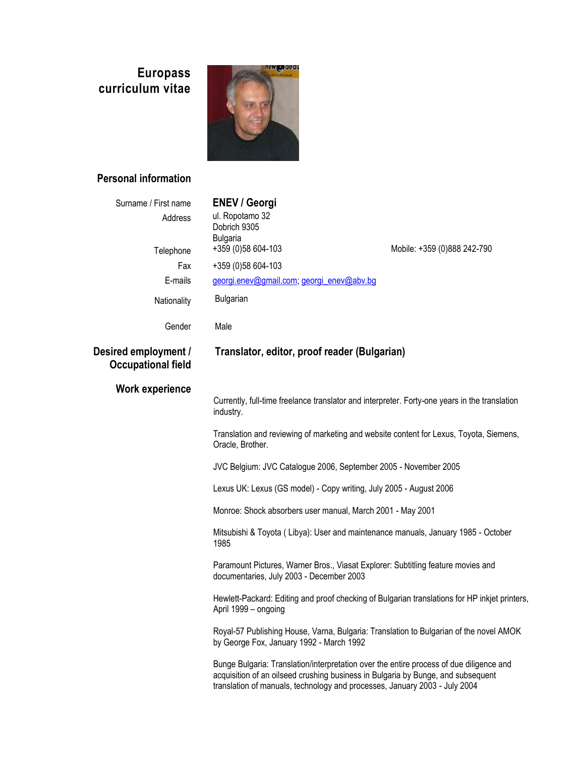# Europass curriculum vitae

## Personal information

| | |
|---|---|
| Surname / First name | **ENEV / Georgi** |
| Address | ul. Ropotamo 32<br>Dobrich 9305<br>Bulgaria |
| Telephone | +359 (0)58 604-103 &nbsp;&nbsp;&nbsp; Mobile: +359 (0)888 242-790 |
| Fax | +359 (0)58 604-103 |
| E-mails | georgi.enev@gmail.com; georgi_enev@abv.bg |
| Nationality | Bulgarian |
| Gender | Male |

## Desired employment / Occupational field

**Translator, editor, proof reader (Bulgarian)**

## Work experience

Currently, full-time freelance translator and interpreter. Forty-one years in the translation industry.

Translation and reviewing of marketing and website content for Lexus, Toyota, Siemens, Oracle, Brother.

JVC Belgium: JVC Catalogue 2006, September 2005 - November 2005

Lexus UK: Lexus (GS model) - Copy writing, July 2005 - August 2006

Monroe: Shock absorbers user manual, March 2001 - May 2001

Mitsubishi & Toyota ( Libya): User and maintenance manuals, January 1985 - October 1985

Paramount Pictures, Warner Bros., Viasat Explorer: Subtitling feature movies and documentaries, July 2003 - December 2003

Hewlett-Packard: Editing and proof checking of Bulgarian translations for HP inkjet printers, April 1999 – ongoing

Royal-57 Publishing House, Varna, Bulgaria: Translation to Bulgarian of the novel AMOK by George Fox, January 1992 - March 1992

Bunge Bulgaria: Translation/interpretation over the entire process of due diligence and acquisition of an oilseed crushing business in Bulgaria by Bunge, and subsequent translation of manuals, technology and processes, January 2003 - July 2004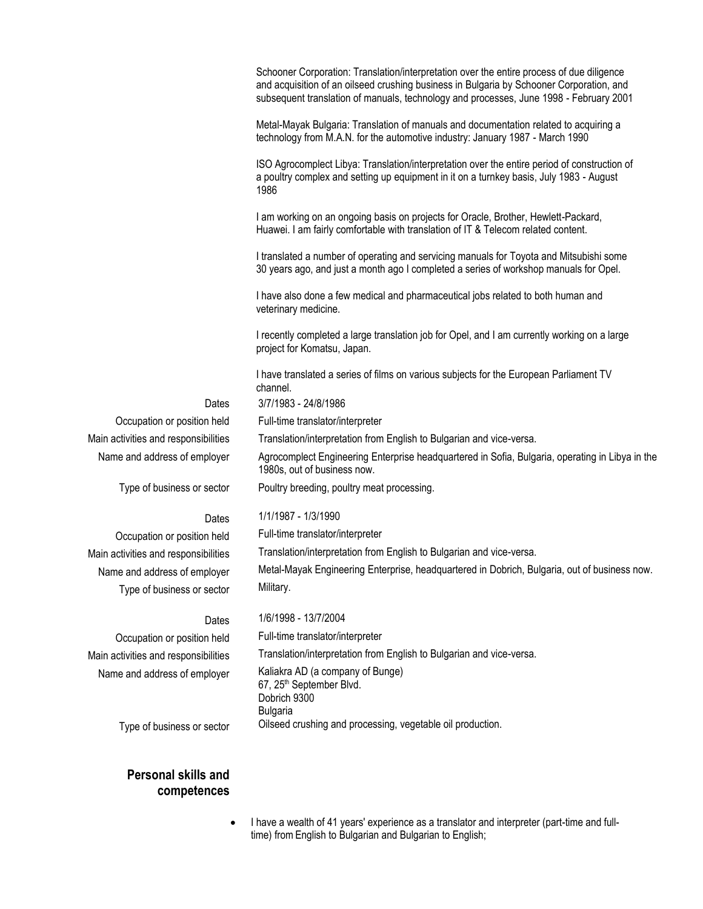Schooner Corporation: Translation/interpretation over the entire process of due diligence and acquisition of an oilseed crushing business in Bulgaria by Schooner Corporation, and subsequent translation of manuals, technology and processes, June 1998 - February 2001

Metal-Mayak Bulgaria: Translation of manuals and documentation related to acquiring a technology from M.A.N. for the automotive industry: January 1987 - March 1990

ISO Agrocomplect Libya: Translation/interpretation over the entire period of construction of a poultry complex and setting up equipment in it on a turnkey basis, July 1983 - August 1986

I am working on an ongoing basis on projects for Oracle, Brother, Hewlett-Packard, Huawei. I am fairly comfortable with translation of IT & Telecom related content.

I translated a number of operating and servicing manuals for Toyota and Mitsubishi some 30 years ago, and just a month ago I completed a series of workshop manuals for Opel.

I have also done a few medical and pharmaceutical jobs related to both human and veterinary medicine.

I recently completed a large translation job for Opel, and I am currently working on a large project for Komatsu, Japan.

I have translated a series of films on various subjects for the European Parliament TV channel.

| | |
|---|---|
| Dates | 3/7/1983 - 24/8/1986 |
| Occupation or position held | Full-time translator/interpreter |
| Main activities and responsibilities | Translation/interpretation from English to Bulgarian and vice-versa. |
| Name and address of employer | Agrocomplect Engineering Enterprise headquartered in Sofia, Bulgaria, operating in Libya in the 1980s, out of business now. |
| Type of business or sector | Poultry breeding, poultry meat processing. |

| | |
|---|---|
| Dates | 1/1/1987 - 1/3/1990 |
| Occupation or position held | Full-time translator/interpreter |
| Main activities and responsibilities | Translation/interpretation from English to Bulgarian and vice-versa. |
| Name and address of employer | Metal-Mayak Engineering Enterprise, headquartered in Dobrich, Bulgaria, out of business now. |
| Type of business or sector | Military. |

| | |
|---|---|
| Dates | 1/6/1998 - 13/7/2004 |
| Occupation or position held | Full-time translator/interpreter |
| Main activities and responsibilities | Translation/interpretation from English to Bulgarian and vice-versa. |
| Name and address of employer | Kaliakra AD (a company of Bunge)<br>67, 25th September Blvd.<br>Dobrich 9300<br>Bulgaria |
| Type of business or sector | Oilseed crushing and processing, vegetable oil production. |

## Personal skills and competences

- I have a wealth of 41 years' experience as a translator and interpreter (part-time and full-time) from English to Bulgarian and Bulgarian to English;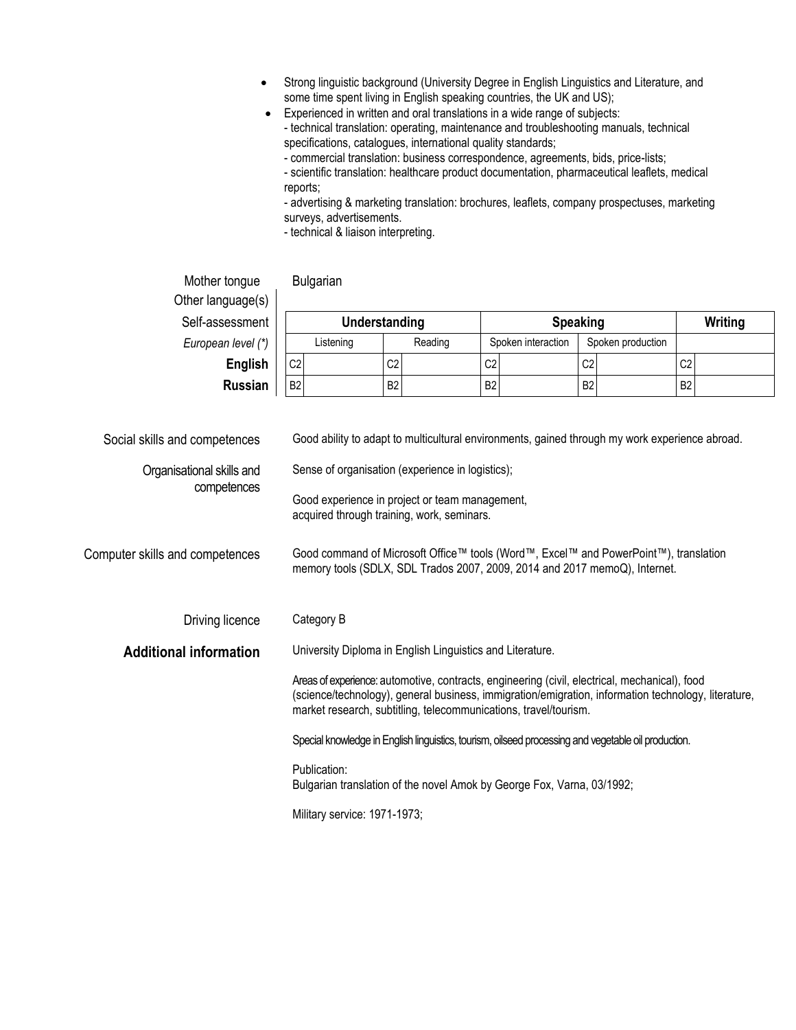- Strong linguistic background (University Degree in English Linguistics and Literature, and some time spent living in English speaking countries, the UK and US);
- Experienced in written and oral translations in a wide range of subjects:
  - technical translation: operating, maintenance and troubleshooting manuals, technical specifications, catalogues, international quality standards;
  - commercial translation: business correspondence, agreements, bids, price-lists;
  - scientific translation: healthcare product documentation, pharmaceutical leaflets, medical reports;
  - advertising & marketing translation: brochures, leaflets, company prospectuses, marketing surveys, advertisements.
  - technical & liaison interpreting.

**Mother tongue:** Bulgarian

**Other language(s)**

| Self-assessment | Understanding | | | | Speaking | | | | Writing | |
|---|---|---|---|---|---|---|---|---|---|---|
| *European level (\*)* | Listening | | Reading | | Spoken interaction | | Spoken production | | | |
| **English** | C2 | | C2 | | C2 | | C2 | | C2 | |
| **Russian** | B2 | | B2 | | B2 | | B2 | | B2 | |

**Social skills and competences**
Good ability to adapt to multicultural environments, gained through my work experience abroad.

**Organisational skills and competences**
Sense of organisation (experience in logistics);

Good experience in project or team management,
acquired through training, work, seminars.

**Computer skills and competences**
Good command of Microsoft Office™ tools (Word™, Excel™ and PowerPoint™), translation memory tools (SDLX, SDL Trados 2007, 2009, 2014 and 2017 memoQ), Internet.

**Driving licence**
Category B

## Additional information

University Diploma in English Linguistics and Literature.

Areas of experience: automotive, contracts, engineering (civil, electrical, mechanical), food (science/technology), general business, immigration/emigration, information technology, literature, market research, subtitling, telecommunications, travel/tourism.

Special knowledge in English linguistics, tourism, oilseed processing and vegetable oil production.

Publication:
Bulgarian translation of the novel Amok by George Fox, Varna, 03/1992;

Military service: 1971-1973;